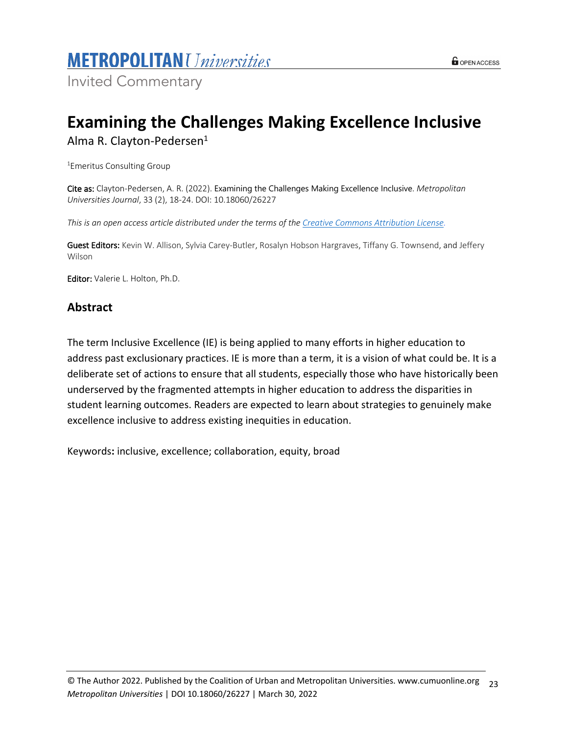METROPOLITAN *Universities*

Invited Commentary

# Examining the Challenges Making Excellence Inclusive

Alma R. Clayton-Pedersen[1]

[1]Emeritus Consulting Group

**Cite as:** Clayton-Pedersen, A. R. (2022). Examining the Challenges Making Excellence Inclusive. *Metropolitan Universities Journal*, 33 (2), 18-24. DOI: 10.18060/26227

*This is an open access article distributed under the terms of the Creative Commons Attribution License.*

**Guest Editors:** Kevin W. Allison, Sylvia Carey-Butler, Rosalyn Hobson Hargraves, Tiffany G. Townsend, and Jeffery Wilson

**Editor:** Valerie L. Holton, Ph.D.

## Abstract

The term Inclusive Excellence (IE) is being applied to many efforts in higher education to address past exclusionary practices. IE is more than a term, it is a vision of what could be. It is a deliberate set of actions to ensure that all students, especially those who have historically been underserved by the fragmented attempts in higher education to address the disparities in student learning outcomes. Readers are expected to learn about strategies to genuinely make excellence inclusive to address existing inequities in education.

Keywords**:** inclusive, excellence; collaboration, equity, broad

© The Author 2022. Published by the Coalition of Urban and Metropolitan Universities. www.cumuonline.org
*Metropolitan Universities* | DOI 10.18060/26227 | March 30, 2022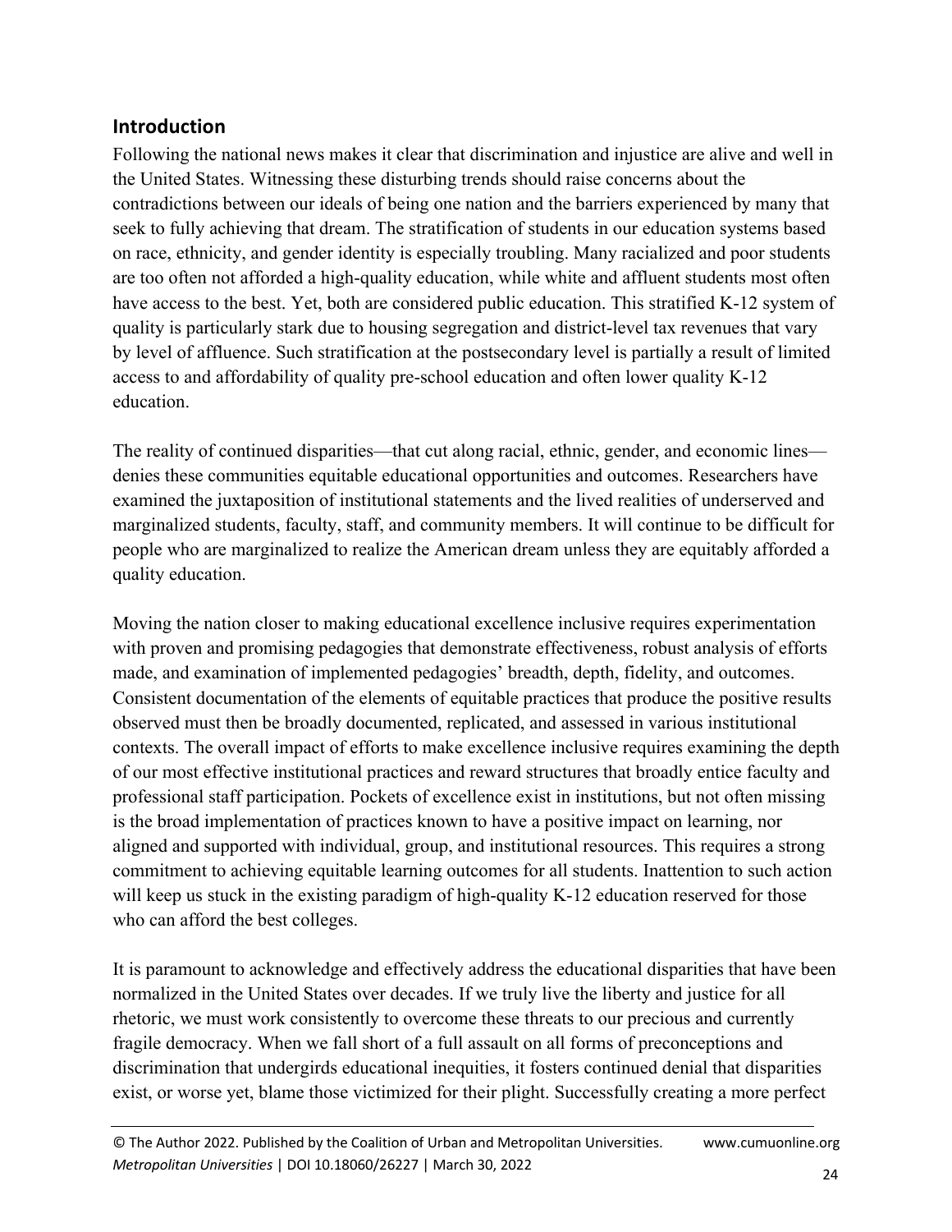## Introduction

Following the national news makes it clear that discrimination and injustice are alive and well in the United States. Witnessing these disturbing trends should raise concerns about the contradictions between our ideals of being one nation and the barriers experienced by many that seek to fully achieving that dream. The stratification of students in our education systems based on race, ethnicity, and gender identity is especially troubling. Many racialized and poor students are too often not afforded a high-quality education, while white and affluent students most often have access to the best. Yet, both are considered public education. This stratified K-12 system of quality is particularly stark due to housing segregation and district-level tax revenues that vary by level of affluence. Such stratification at the postsecondary level is partially a result of limited access to and affordability of quality pre-school education and often lower quality K-12 education.

The reality of continued disparities—that cut along racial, ethnic, gender, and economic lines—denies these communities equitable educational opportunities and outcomes. Researchers have examined the juxtaposition of institutional statements and the lived realities of underserved and marginalized students, faculty, staff, and community members. It will continue to be difficult for people who are marginalized to realize the American dream unless they are equitably afforded a quality education.

Moving the nation closer to making educational excellence inclusive requires experimentation with proven and promising pedagogies that demonstrate effectiveness, robust analysis of efforts made, and examination of implemented pedagogies' breadth, depth, fidelity, and outcomes. Consistent documentation of the elements of equitable practices that produce the positive results observed must then be broadly documented, replicated, and assessed in various institutional contexts. The overall impact of efforts to make excellence inclusive requires examining the depth of our most effective institutional practices and reward structures that broadly entice faculty and professional staff participation. Pockets of excellence exist in institutions, but not often missing is the broad implementation of practices known to have a positive impact on learning, nor aligned and supported with individual, group, and institutional resources. This requires a strong commitment to achieving equitable learning outcomes for all students. Inattention to such action will keep us stuck in the existing paradigm of high-quality K-12 education reserved for those who can afford the best colleges.

It is paramount to acknowledge and effectively address the educational disparities that have been normalized in the United States over decades. If we truly live the liberty and justice for all rhetoric, we must work consistently to overcome these threats to our precious and currently fragile democracy. When we fall short of a full assault on all forms of preconceptions and discrimination that undergirds educational inequities, it fosters continued denial that disparities exist, or worse yet, blame those victimized for their plight. Successfully creating a more perfect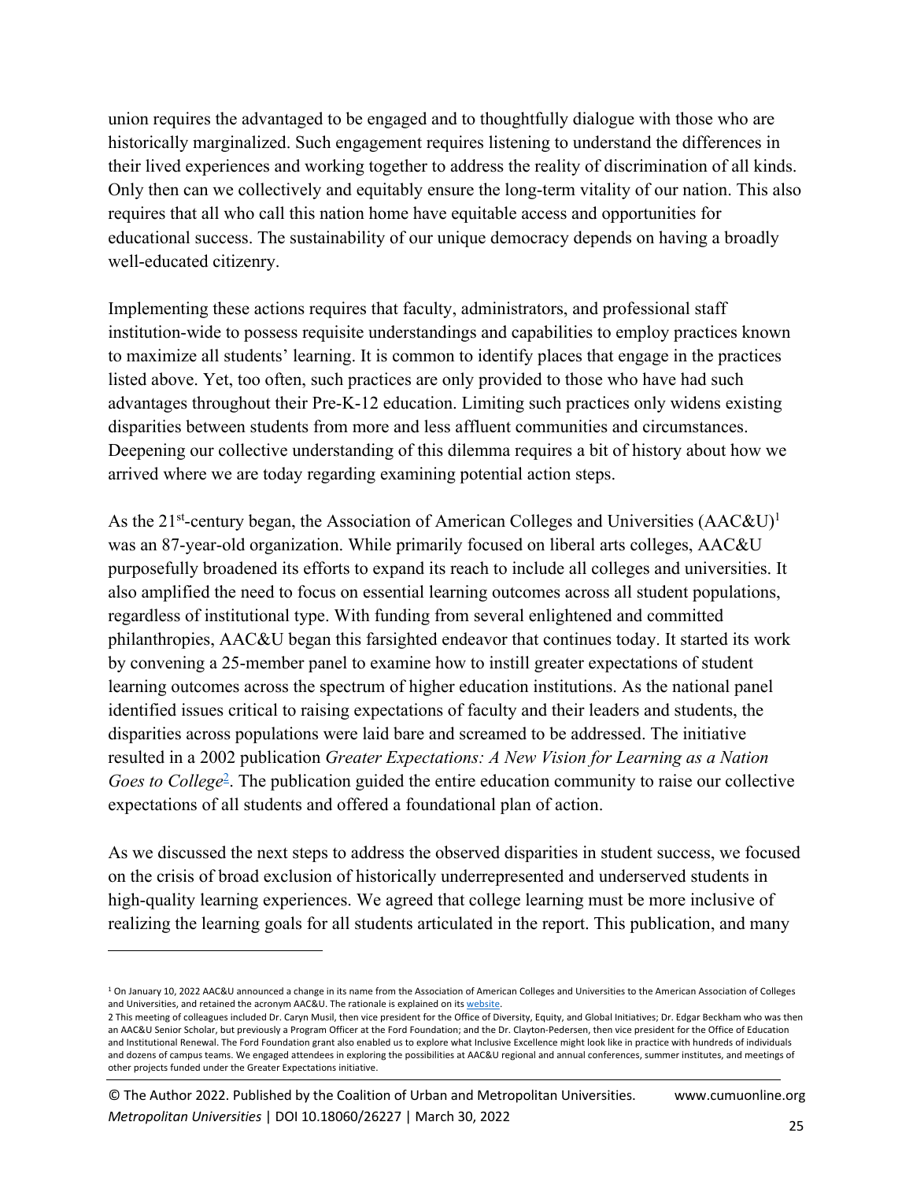union requires the advantaged to be engaged and to thoughtfully dialogue with those who are historically marginalized. Such engagement requires listening to understand the differences in their lived experiences and working together to address the reality of discrimination of all kinds. Only then can we collectively and equitably ensure the long-term vitality of our nation. This also requires that all who call this nation home have equitable access and opportunities for educational success. The sustainability of our unique democracy depends on having a broadly well-educated citizenry.

Implementing these actions requires that faculty, administrators, and professional staff institution-wide to possess requisite understandings and capabilities to employ practices known to maximize all students' learning. It is common to identify places that engage in the practices listed above. Yet, too often, such practices are only provided to those who have had such advantages throughout their Pre-K-12 education. Limiting such practices only widens existing disparities between students from more and less affluent communities and circumstances. Deepening our collective understanding of this dilemma requires a bit of history about how we arrived where we are today regarding examining potential action steps.

As the 21st-century began, the Association of American Colleges and Universities (AAC&U)[1] was an 87-year-old organization. While primarily focused on liberal arts colleges, AAC&U purposefully broadened its efforts to expand its reach to include all colleges and universities. It also amplified the need to focus on essential learning outcomes across all student populations, regardless of institutional type. With funding from several enlightened and committed philanthropies, AAC&U began this farsighted endeavor that continues today. It started its work by convening a 25-member panel to examine how to instill greater expectations of student learning outcomes across the spectrum of higher education institutions. As the national panel identified issues critical to raising expectations of faculty and their leaders and students, the disparities across populations were laid bare and screamed to be addressed. The initiative resulted in a 2002 publication *Greater Expectations: A New Vision for Learning as a Nation Goes to College*[2]. The publication guided the entire education community to raise our collective expectations of all students and offered a foundational plan of action.

As we discussed the next steps to address the observed disparities in student success, we focused on the crisis of broad exclusion of historically underrepresented and underserved students in high-quality learning experiences. We agreed that college learning must be more inclusive of realizing the learning goals for all students articulated in the report. This publication, and many

---

[1] On January 10, 2022 AAC&U announced a change in its name from the Association of American Colleges and Universities to the American Association of Colleges and Universities, and retained the acronym AAC&U. The rationale is explained on its website.

[2] This meeting of colleagues included Dr. Caryn Musil, then vice president for the Office of Diversity, Equity, and Global Initiatives; Dr. Edgar Beckham who was then an AAC&U Senior Scholar, but previously a Program Officer at the Ford Foundation; and the Dr. Clayton-Pedersen, then vice president for the Office of Education and Institutional Renewal. The Ford Foundation grant also enabled us to explore what Inclusive Excellence might look like in practice with hundreds of individuals and dozens of campus teams. We engaged attendees in exploring the possibilities at AAC&U regional and annual conferences, summer institutes, and meetings of other projects funded under the Greater Expectations initiative.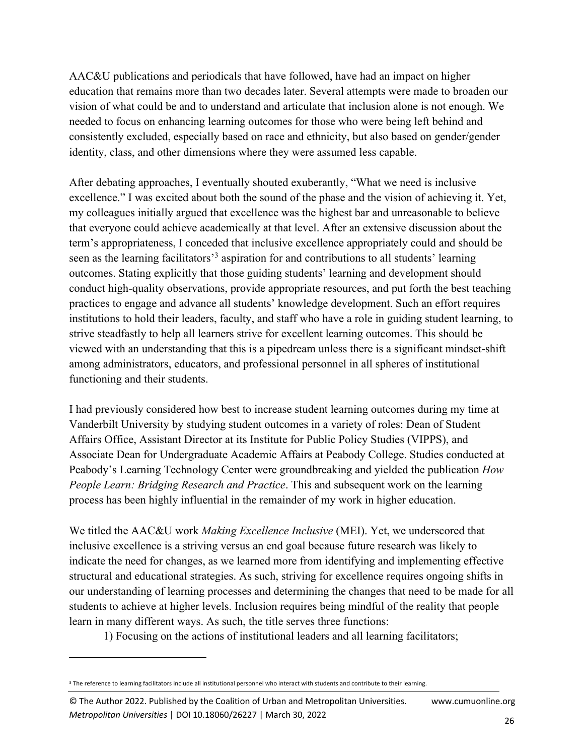AAC&U publications and periodicals that have followed, have had an impact on higher education that remains more than two decades later. Several attempts were made to broaden our vision of what could be and to understand and articulate that inclusion alone is not enough. We needed to focus on enhancing learning outcomes for those who were being left behind and consistently excluded, especially based on race and ethnicity, but also based on gender/gender identity, class, and other dimensions where they were assumed less capable.

After debating approaches, I eventually shouted exuberantly, "What we need is inclusive excellence." I was excited about both the sound of the phase and the vision of achieving it. Yet, my colleagues initially argued that excellence was the highest bar and unreasonable to believe that everyone could achieve academically at that level. After an extensive discussion about the term's appropriateness, I conceded that inclusive excellence appropriately could and should be seen as the learning facilitators'[3] aspiration for and contributions to all students' learning outcomes. Stating explicitly that those guiding students' learning and development should conduct high-quality observations, provide appropriate resources, and put forth the best teaching practices to engage and advance all students' knowledge development. Such an effort requires institutions to hold their leaders, faculty, and staff who have a role in guiding student learning, to strive steadfastly to help all learners strive for excellent learning outcomes. This should be viewed with an understanding that this is a pipedream unless there is a significant mindset-shift among administrators, educators, and professional personnel in all spheres of institutional functioning and their students.

I had previously considered how best to increase student learning outcomes during my time at Vanderbilt University by studying student outcomes in a variety of roles: Dean of Student Affairs Office, Assistant Director at its Institute for Public Policy Studies (VIPPS), and Associate Dean for Undergraduate Academic Affairs at Peabody College. Studies conducted at Peabody's Learning Technology Center were groundbreaking and yielded the publication *How People Learn: Bridging Research and Practice*. This and subsequent work on the learning process has been highly influential in the remainder of my work in higher education.

We titled the AAC&U work *Making Excellence Inclusive* (MEI). Yet, we underscored that inclusive excellence is a striving versus an end goal because future research was likely to indicate the need for changes, as we learned more from identifying and implementing effective structural and educational strategies. As such, striving for excellence requires ongoing shifts in our understanding of learning processes and determining the changes that need to be made for all students to achieve at higher levels. Inclusion requires being mindful of the reality that people learn in many different ways. As such, the title serves three functions:

1) Focusing on the actions of institutional leaders and all learning facilitators;

---

[3] The reference to learning facilitators include all institutional personnel who interact with students and contribute to their learning.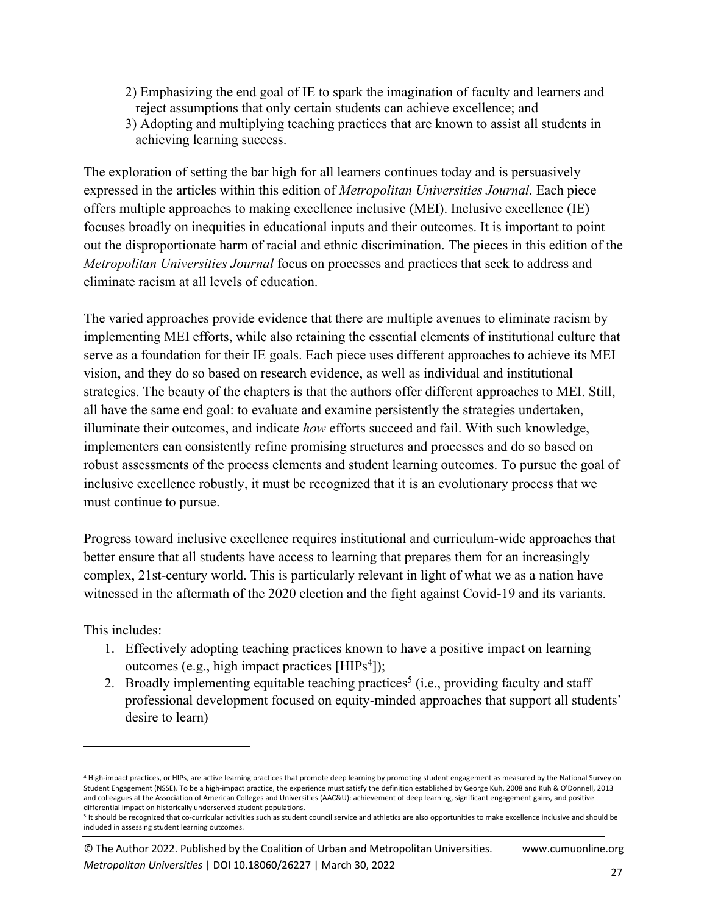2) Emphasizing the end goal of IE to spark the imagination of faculty and learners and reject assumptions that only certain students can achieve excellence; and
3) Adopting and multiplying teaching practices that are known to assist all students in achieving learning success.

The exploration of setting the bar high for all learners continues today and is persuasively expressed in the articles within this edition of *Metropolitan Universities Journal*. Each piece offers multiple approaches to making excellence inclusive (MEI). Inclusive excellence (IE) focuses broadly on inequities in educational inputs and their outcomes. It is important to point out the disproportionate harm of racial and ethnic discrimination. The pieces in this edition of the *Metropolitan Universities Journal* focus on processes and practices that seek to address and eliminate racism at all levels of education.

The varied approaches provide evidence that there are multiple avenues to eliminate racism by implementing MEI efforts, while also retaining the essential elements of institutional culture that serve as a foundation for their IE goals. Each piece uses different approaches to achieve its MEI vision, and they do so based on research evidence, as well as individual and institutional strategies. The beauty of the chapters is that the authors offer different approaches to MEI. Still, all have the same end goal: to evaluate and examine persistently the strategies undertaken, illuminate their outcomes, and indicate *how* efforts succeed and fail. With such knowledge, implementers can consistently refine promising structures and processes and do so based on robust assessments of the process elements and student learning outcomes. To pursue the goal of inclusive excellence robustly, it must be recognized that it is an evolutionary process that we must continue to pursue.

Progress toward inclusive excellence requires institutional and curriculum-wide approaches that better ensure that all students have access to learning that prepares them for an increasingly complex, 21st-century world. This is particularly relevant in light of what we as a nation have witnessed in the aftermath of the 2020 election and the fight against Covid-19 and its variants.

This includes:

1. Effectively adopting teaching practices known to have a positive impact on learning outcomes (e.g., high impact practices [HIPs[4]]);
2. Broadly implementing equitable teaching practices[5] (i.e., providing faculty and staff professional development focused on equity-minded approaches that support all students' desire to learn)

---

[4] High-impact practices, or HIPs, are active learning practices that promote deep learning by promoting student engagement as measured by the National Survey on Student Engagement (NSSE). To be a high-impact practice, the experience must satisfy the definition established by George Kuh, 2008 and Kuh & O'Donnell, 2013 and colleagues at the Association of American Colleges and Universities (AAC&U): achievement of deep learning, significant engagement gains, and positive differential impact on historically underserved student populations.

[5] It should be recognized that co-curricular activities such as student council service and athletics are also opportunities to make excellence inclusive and should be included in assessing student learning outcomes.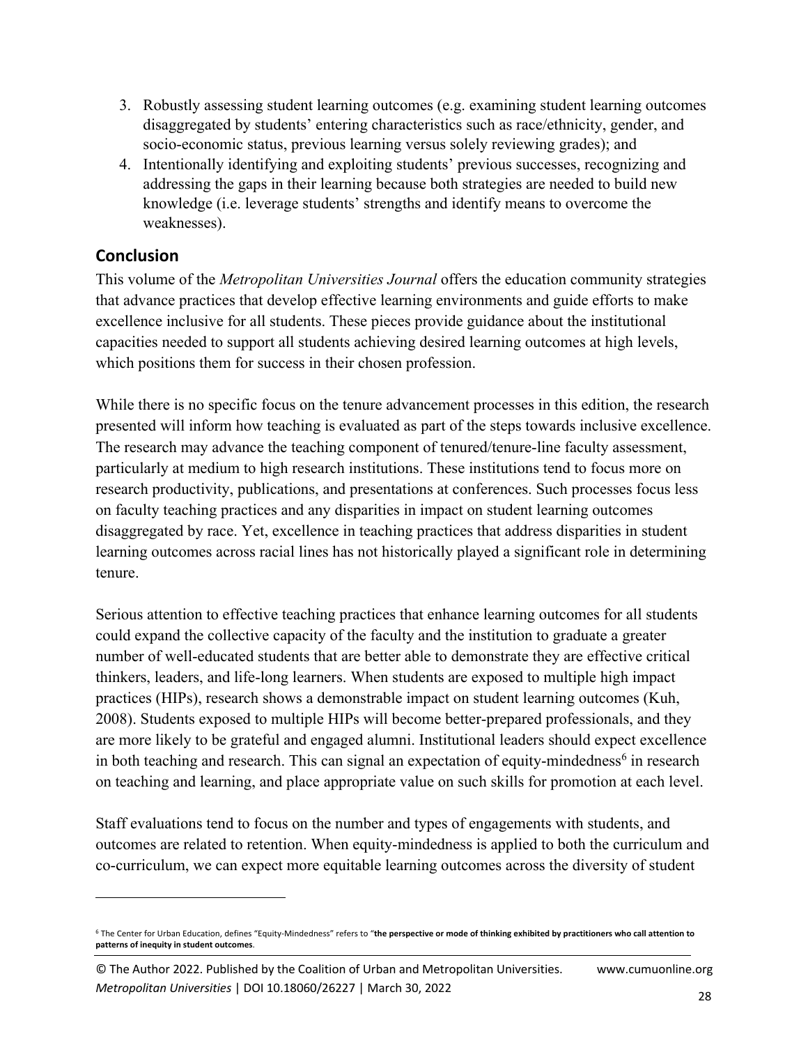3. Robustly assessing student learning outcomes (e.g. examining student learning outcomes disaggregated by students' entering characteristics such as race/ethnicity, gender, and socio-economic status, previous learning versus solely reviewing grades); and
4. Intentionally identifying and exploiting students' previous successes, recognizing and addressing the gaps in their learning because both strategies are needed to build new knowledge (i.e. leverage students' strengths and identify means to overcome the weaknesses).

## Conclusion

This volume of the *Metropolitan Universities Journal* offers the education community strategies that advance practices that develop effective learning environments and guide efforts to make excellence inclusive for all students. These pieces provide guidance about the institutional capacities needed to support all students achieving desired learning outcomes at high levels, which positions them for success in their chosen profession.

While there is no specific focus on the tenure advancement processes in this edition, the research presented will inform how teaching is evaluated as part of the steps towards inclusive excellence. The research may advance the teaching component of tenured/tenure-line faculty assessment, particularly at medium to high research institutions. These institutions tend to focus more on research productivity, publications, and presentations at conferences. Such processes focus less on faculty teaching practices and any disparities in impact on student learning outcomes disaggregated by race. Yet, excellence in teaching practices that address disparities in student learning outcomes across racial lines has not historically played a significant role in determining tenure.

Serious attention to effective teaching practices that enhance learning outcomes for all students could expand the collective capacity of the faculty and the institution to graduate a greater number of well-educated students that are better able to demonstrate they are effective critical thinkers, leaders, and life-long learners. When students are exposed to multiple high impact practices (HIPs), research shows a demonstrable impact on student learning outcomes (Kuh, 2008). Students exposed to multiple HIPs will become better-prepared professionals, and they are more likely to be grateful and engaged alumni. Institutional leaders should expect excellence in both teaching and research. This can signal an expectation of equity-mindedness[6] in research on teaching and learning, and place appropriate value on such skills for promotion at each level.

Staff evaluations tend to focus on the number and types of engagements with students, and outcomes are related to retention. When equity-mindedness is applied to both the curriculum and co-curriculum, we can expect more equitable learning outcomes across the diversity of student

[6] The Center for Urban Education, defines "Equity-Mindedness" refers to "**the perspective or mode of thinking exhibited by practitioners who call attention to patterns of inequity in student outcomes**.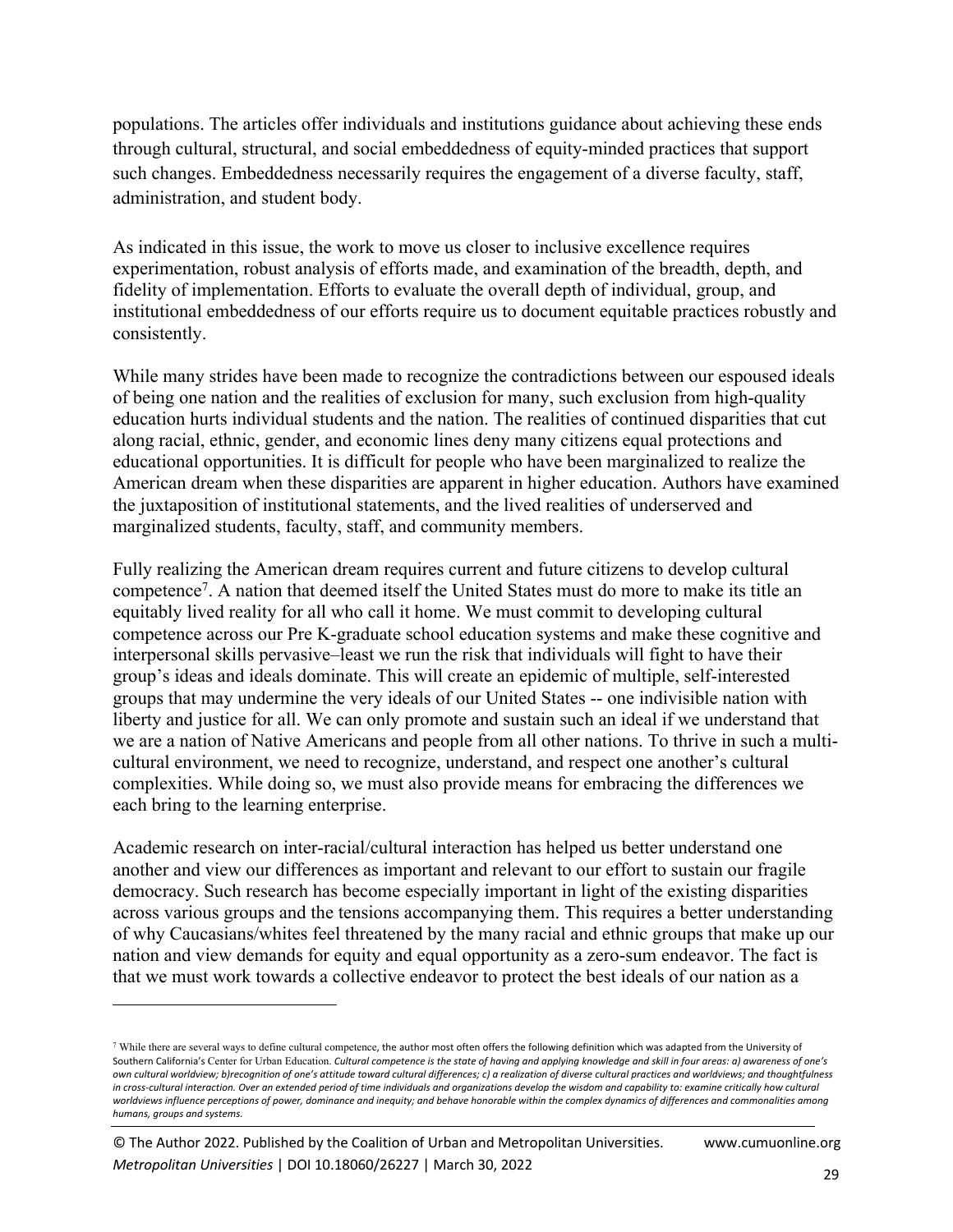populations. The articles offer individuals and institutions guidance about achieving these ends through cultural, structural, and social embeddedness of equity-minded practices that support such changes. Embeddedness necessarily requires the engagement of a diverse faculty, staff, administration, and student body.

As indicated in this issue, the work to move us closer to inclusive excellence requires experimentation, robust analysis of efforts made, and examination of the breadth, depth, and fidelity of implementation. Efforts to evaluate the overall depth of individual, group, and institutional embeddedness of our efforts require us to document equitable practices robustly and consistently.

While many strides have been made to recognize the contradictions between our espoused ideals of being one nation and the realities of exclusion for many, such exclusion from high-quality education hurts individual students and the nation. The realities of continued disparities that cut along racial, ethnic, gender, and economic lines deny many citizens equal protections and educational opportunities. It is difficult for people who have been marginalized to realize the American dream when these disparities are apparent in higher education. Authors have examined the juxtaposition of institutional statements, and the lived realities of underserved and marginalized students, faculty, staff, and community members.

Fully realizing the American dream requires current and future citizens to develop cultural competence[7]. A nation that deemed itself the United States must do more to make its title an equitably lived reality for all who call it home. We must commit to developing cultural competence across our Pre K-graduate school education systems and make these cognitive and interpersonal skills pervasive–least we run the risk that individuals will fight to have their group's ideas and ideals dominate. This will create an epidemic of multiple, self-interested groups that may undermine the very ideals of our United States -- one indivisible nation with liberty and justice for all. We can only promote and sustain such an ideal if we understand that we are a nation of Native Americans and people from all other nations. To thrive in such a multi-cultural environment, we need to recognize, understand, and respect one another's cultural complexities. While doing so, we must also provide means for embracing the differences we each bring to the learning enterprise.

Academic research on inter-racial/cultural interaction has helped us better understand one another and view our differences as important and relevant to our effort to sustain our fragile democracy. Such research has become especially important in light of the existing disparities across various groups and the tensions accompanying them. This requires a better understanding of why Caucasians/whites feel threatened by the many racial and ethnic groups that make up our nation and view demands for equity and equal opportunity as a zero-sum endeavor. The fact is that we must work towards a collective endeavor to protect the best ideals of our nation as a

---

[7] While there are several ways to define cultural competence, the author most often offers the following definition which was adapted from the University of Southern California's Center for Urban Education. *Cultural competence is the state of having and applying knowledge and skill in four areas: a) awareness of one's own cultural worldview; b)recognition of one's attitude toward cultural differences; c) a realization of diverse cultural practices and worldviews; and thoughtfulness in cross-cultural interaction. Over an extended period of time individuals and organizations develop the wisdom and capability to: examine critically how cultural worldviews influence perceptions of power, dominance and inequity; and behave honorable within the complex dynamics of differences and commonalities among humans, groups and systems.*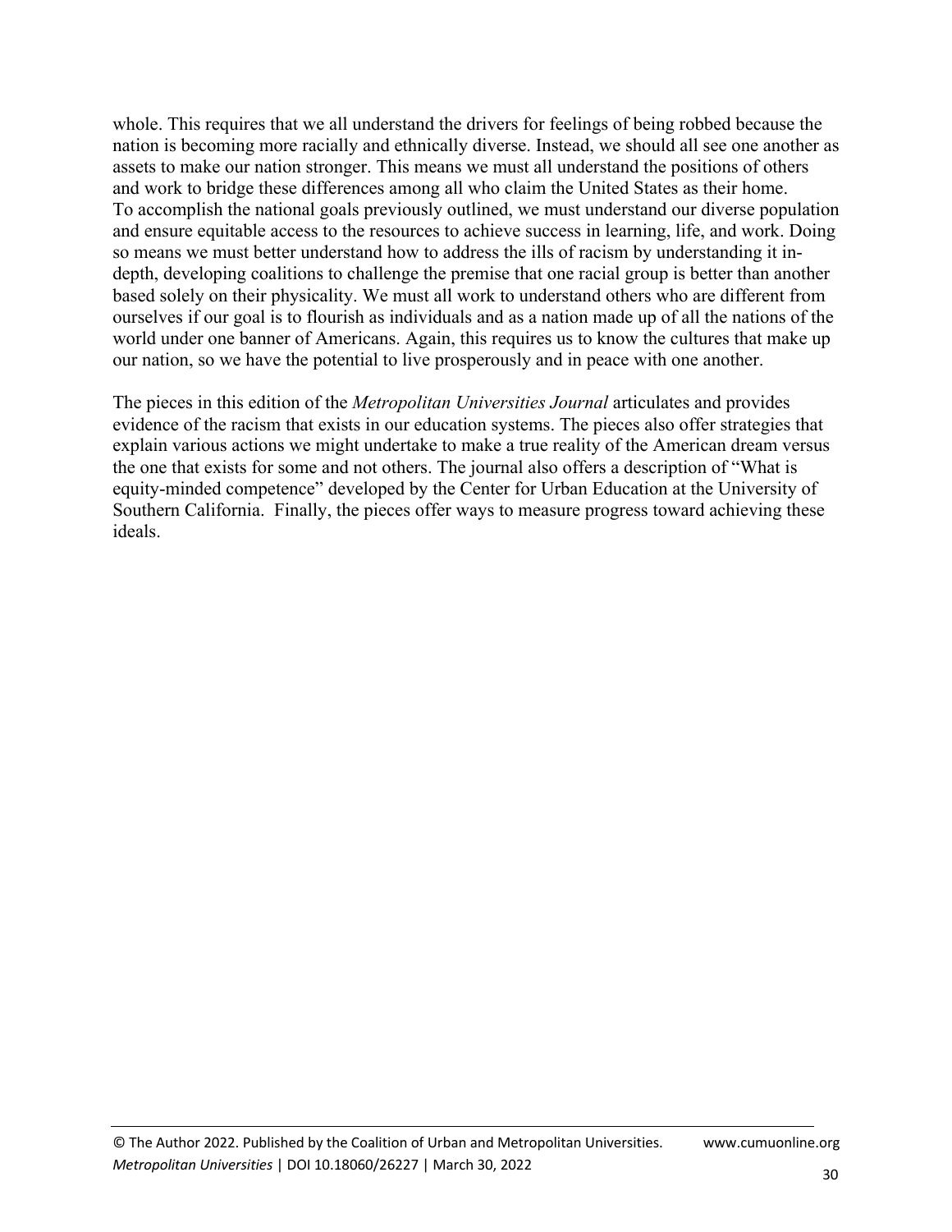whole. This requires that we all understand the drivers for feelings of being robbed because the nation is becoming more racially and ethnically diverse. Instead, we should all see one another as assets to make our nation stronger. This means we must all understand the positions of others and work to bridge these differences among all who claim the United States as their home. To accomplish the national goals previously outlined, we must understand our diverse population and ensure equitable access to the resources to achieve success in learning, life, and work. Doing so means we must better understand how to address the ills of racism by understanding it in-depth, developing coalitions to challenge the premise that one racial group is better than another based solely on their physicality. We must all work to understand others who are different from ourselves if our goal is to flourish as individuals and as a nation made up of all the nations of the world under one banner of Americans. Again, this requires us to know the cultures that make up our nation, so we have the potential to live prosperously and in peace with one another.

The pieces in this edition of the *Metropolitan Universities Journal* articulates and provides evidence of the racism that exists in our education systems. The pieces also offer strategies that explain various actions we might undertake to make a true reality of the American dream versus the one that exists for some and not others. The journal also offers a description of "What is equity-minded competence" developed by the Center for Urban Education at the University of Southern California. Finally, the pieces offer ways to measure progress toward achieving these ideals.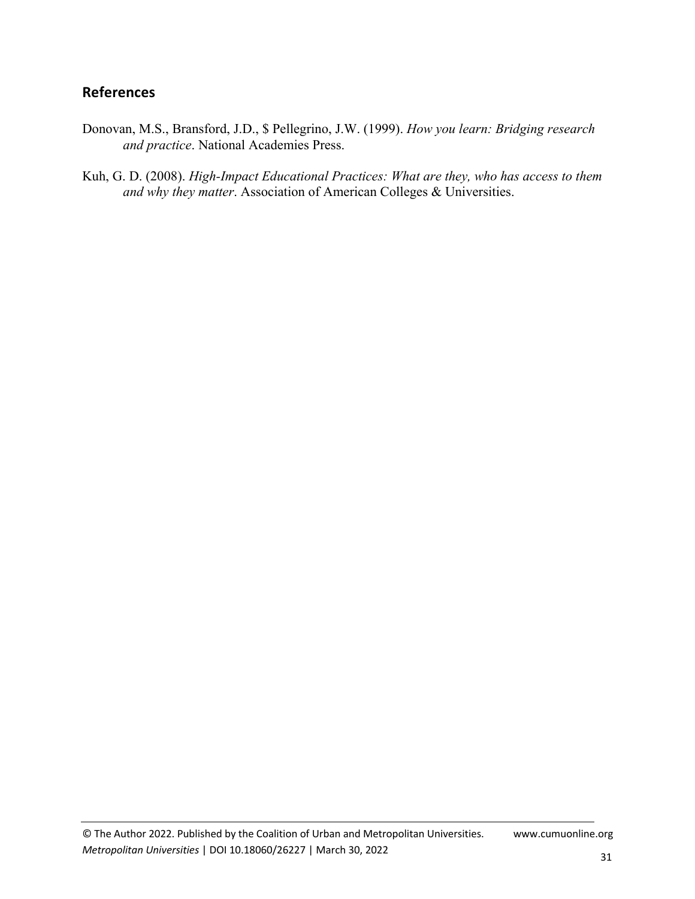## References

Donovan, M.S., Bransford, J.D., $ Pellegrino, J.W. (1999). *How you learn: Bridging research and practice*. National Academies Press.

Kuh, G. D. (2008). *High-Impact Educational Practices: What are they, who has access to them and why they matter*. Association of American Colleges & Universities.